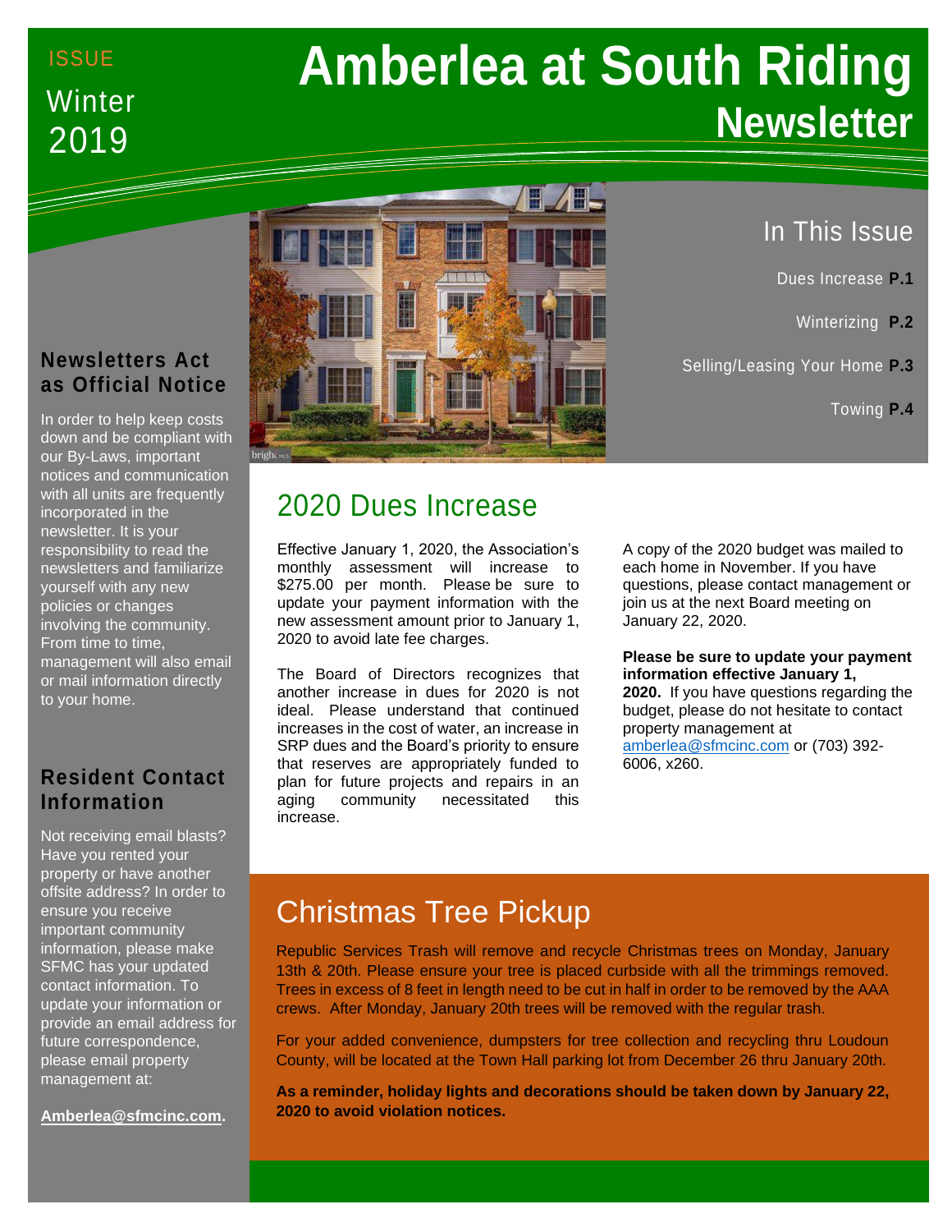ISSUE

Winter 2019

# Amberlea at South Riding Newsletter

## In This Issue

Dues Increase **P.1**

Winterizing **P.2**

Selling/Leasing Your Home **P.3**

Towing **P.4**

### Newsletters Act as Official Notice

In order to help keep costs down and be compliant with our By-Laws, important notices and communication with all units are frequently incorporated in the newsletter. It is your responsibility to read the newsletters and familiarize yourself with any new policies or changes involving the community. From time to time, management will also email or mail information directly to your home.

### Resident Contact Information

Not receiving email blasts? Have you rented your property or have another offsite address? In order to ensure you receive important community information, please make SFMC has your updated contact information. To update your information or provide an email address for future correspondence, please email property management at:

**Amberlea@sfmcinc.com.**

## 2020 Dues Increase

Effective January 1, 2020, the Association's monthly assessment will increase to $275.00 per month. Please be sure to update your payment information with the new assessment amount prior to January 1, 2020 to avoid late fee charges.

The Board of Directors recognizes that another increase in dues for 2020 is not ideal. Please understand that continued increases in the cost of water, an increase in SRP dues and the Board's priority to ensure that reserves are appropriately funded to plan for future projects and repairs in an aging community necessitated this increase.

A copy of the 2020 budget was mailed to each home in November. If you have questions, please contact management or join us at the next Board meeting on January 22, 2020.

**Please be sure to update your payment information effective January 1, 2020.** If you have questions regarding the budget, please do not hesitate to contact property management at amberlea@sfmcinc.com or (703) 392-6006, x260.

## Christmas Tree Pickup

Republic Services Trash will remove and recycle Christmas trees on Monday, January 13th & 20th. Please ensure your tree is placed curbside with all the trimmings removed. Trees in excess of 8 feet in length need to be cut in half in order to be removed by the AAA crews. After Monday, January 20th trees will be removed with the regular trash.

For your added convenience, dumpsters for tree collection and recycling thru Loudoun County, will be located at the Town Hall parking lot from December 26 thru January 20th.

**As a reminder, holiday lights and decorations should be taken down by January 22, 2020 to avoid violation notices.**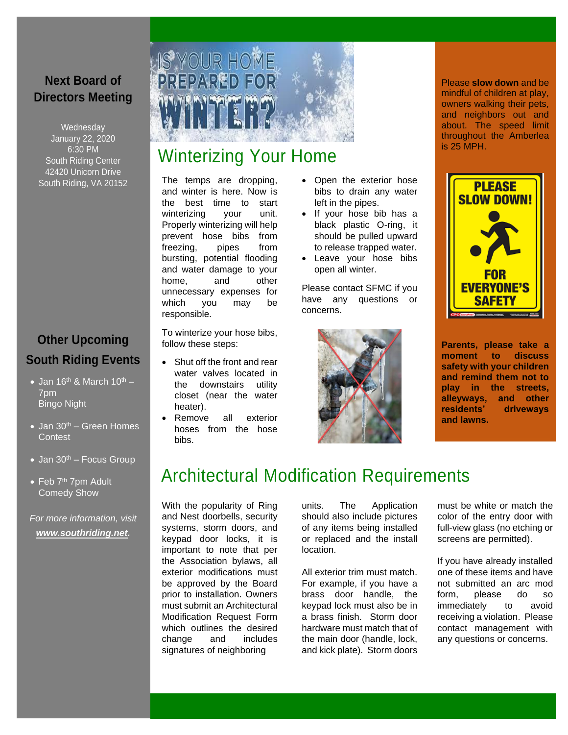## Next Board of Directors Meeting

Wednesday
January 22, 2020
6:30 PM
South Riding Center
42420 Unicorn Drive
South Riding, VA 20152

## Other Upcoming South Riding Events

- Jan 16th & March 10th – 7pm Bingo Night
- Jan 30th – Green Homes Contest
- Jan 30th – Focus Group
- Feb 7th 7pm Adult Comedy Show

*For more information, visit* ***www.southriding.net.***

IS YOUR HOME PREPARED FOR WINTER?

# Winterizing Your Home

The temps are dropping, and winter is here. Now is the best time to start winterizing your unit. Properly winterizing will help prevent hose bibs from freezing, pipes from bursting, potential flooding and water damage to your home, and other unnecessary expenses for which you may be responsible.

To winterize your hose bibs, follow these steps:

- Shut off the front and rear water valves located in the downstairs utility closet (near the water heater).
- Remove all exterior hoses from the hose bibs.
- Open the exterior hose bibs to drain any water left in the pipes.
- If your hose bib has a black plastic O-ring, it should be pulled upward to release trapped water.
- Leave your hose bibs open all winter.

Please contact SFMC if you have any questions or concerns.

Please **slow down** and be mindful of children at play, owners walking their pets, and neighbors out and about. The speed limit throughout the Amberlea is 25 MPH.

PLEASE SLOW DOWN! FOR EVERYONE'S SAFETY

**Parents, please take a moment to discuss safety with your children and remind them not to play in the streets, alleyways, and other residents' driveways and lawns.**

# Architectural Modification Requirements

With the popularity of Ring and Nest doorbells, security systems, storm doors, and keypad door locks, it is important to note that per the Association bylaws, all exterior modifications must be approved by the Board prior to installation. Owners must submit an Architectural Modification Request Form which outlines the desired change and includes signatures of neighboring units. The Application should also include pictures of any items being installed or replaced and the install location.

All exterior trim must match. For example, if you have a brass door handle, the keypad lock must also be in a brass finish. Storm door hardware must match that of the main door (handle, lock, and kick plate). Storm doors must be white or match the color of the entry door with full-view glass (no etching or screens are permitted).

If you have already installed one of these items and have not submitted an arc mod form, please do so immediately to avoid receiving a violation. Please contact management with any questions or concerns.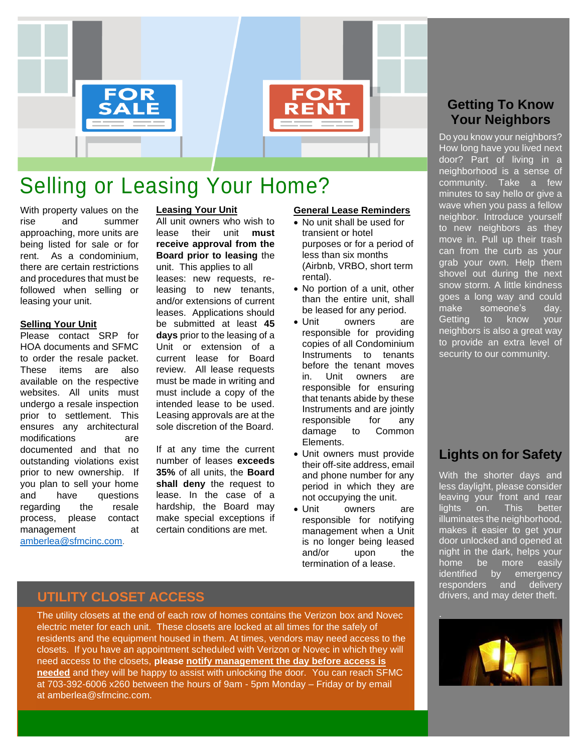# Selling or Leasing Your Home?

With property values on the rise and summer approaching, more units are being listed for sale or for rent. As a condominium, there are certain restrictions and procedures that must be followed when selling or leasing your unit.

**Selling Your Unit**

Please contact SRP for HOA documents and SFMC to order the resale packet. These items are also available on the respective websites. All units must undergo a resale inspection prior to settlement. This ensures any architectural modifications are documented and that no outstanding violations exist prior to new ownership. If you plan to sell your home and have questions regarding the resale process, please contact management at amberlea@sfmcinc.com.

**Leasing Your Unit**

All unit owners who wish to lease their unit **must receive approval from the Board prior to leasing** the unit. This applies to all leases: new requests, re-leasing to new tenants, and/or extensions of current leases. Applications should be submitted at least **45 days** prior to the leasing of a Unit or extension of a current lease for Board review. All lease requests must be made in writing and must include a copy of the intended lease to be used. Leasing approvals are at the sole discretion of the Board.

If at any time the current number of leases **exceeds 35%** of all units, the **Board shall deny** the request to lease. In the case of a hardship, the Board may make special exceptions if certain conditions are met.

**General Lease Reminders**

- No unit shall be used for transient or hotel purposes or for a period of less than six months (Airbnb, VRBO, short term rental).
- No portion of a unit, other than the entire unit, shall be leased for any period.
- Unit owners are responsible for providing copies of all Condominium Instruments to tenants before the tenant moves in. Unit owners are responsible for ensuring that tenants abide by these Instruments and are jointly responsible for any damage to Common Elements.
- Unit owners must provide their off-site address, email and phone number for any period in which they are not occupying the unit.
- Unit owners are responsible for notifying management when a Unit is no longer being leased and/or upon the termination of a lease.

## UTILITY CLOSET ACCESS

The utility closets at the end of each row of homes contains the Verizon box and Novec electric meter for each unit. These closets are locked at all times for the safely of residents and the equipment housed in them. At times, vendors may need access to the closets. If you have an appointment scheduled with Verizon or Novec in which they will need access to the closets, **please notify management the day before access is needed** and they will be happy to assist with unlocking the door. You can reach SFMC at 703-392-6006 x260 between the hours of 9am - 5pm Monday – Friday or by email at amberlea@sfmcinc.com.

## Getting To Know Your Neighbors

Do you know your neighbors? How long have you lived next door? Part of living in a neighborhood is a sense of community. Take a few minutes to say hello or give a wave when you pass a fellow neighbor. Introduce yourself to new neighbors as they move in. Pull up their trash can from the curb as your grab your own. Help them shovel out during the next snow storm. A little kindness goes a long way and could make someone's day. Getting to know your neighbors is also a great way to provide an extra level of security to our community.

## Lights on for Safety

With the shorter days and less daylight, please consider leaving your front and rear lights on. This better illuminates the neighborhood, makes it easier to get your door unlocked and opened at night in the dark, helps your home be more easily identified by emergency responders and delivery drivers, and may deter theft.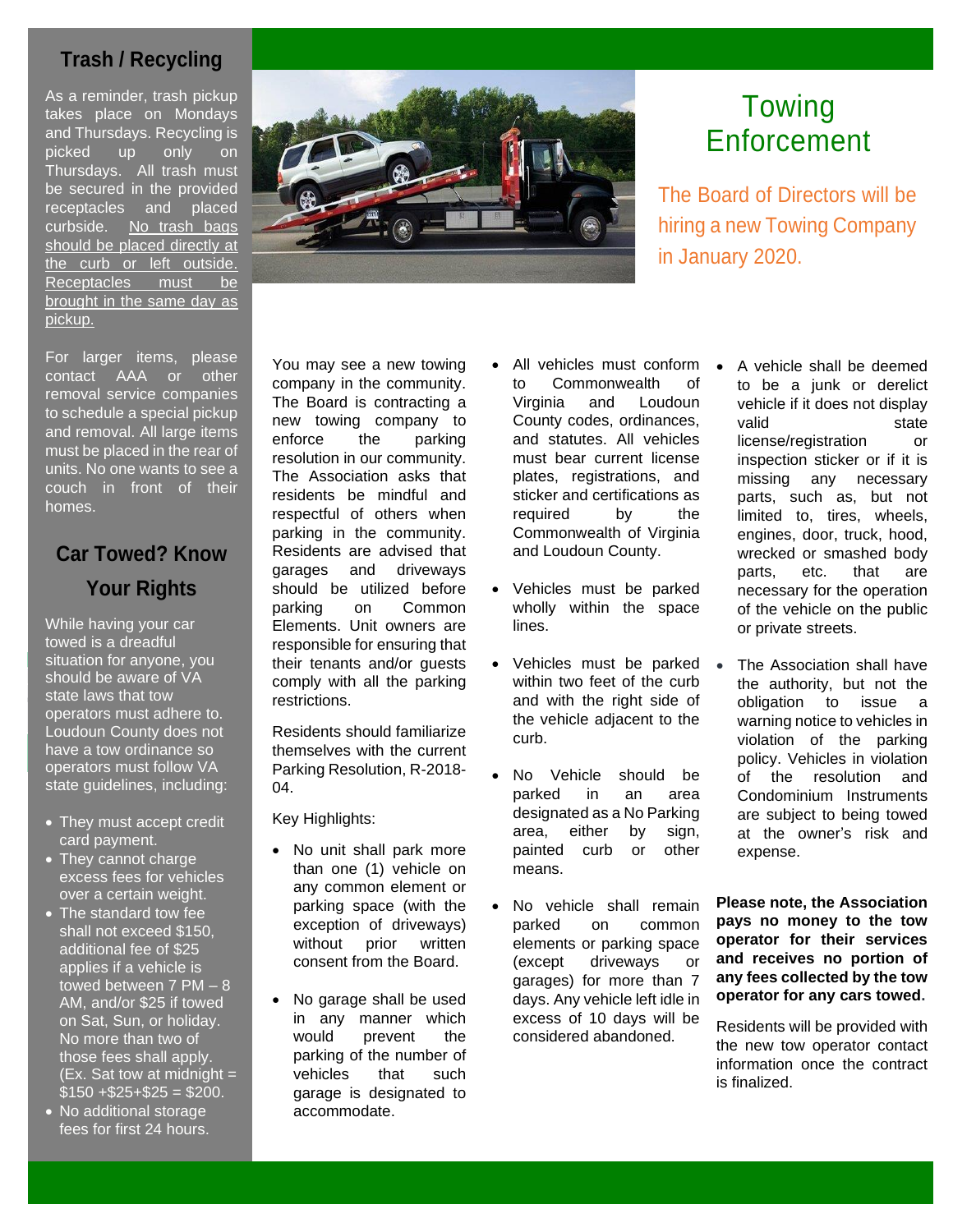## Trash / Recycling

As a reminder, trash pickup takes place on Mondays and Thursdays. Recycling is picked up only on Thursdays. All trash must be secured in the provided receptacles and placed curbside. No trash bags should be placed directly at the curb or left outside. Receptacles must be brought in the same day as pickup.

For larger items, please contact AAA or other removal service companies to schedule a special pickup and removal. All large items must be placed in the rear of units. No one wants to see a couch in front of their homes.

## Car Towed? Know Your Rights

While having your car towed is a dreadful situation for anyone, you should be aware of VA state laws that tow operators must adhere to. Loudoun County does not have a tow ordinance so operators must follow VA state guidelines, including:

- They must accept credit card payment.
- They cannot charge excess fees for vehicles over a certain weight.
- The standard tow fee shall not exceed $150, additional fee of $25 applies if a vehicle is towed between 7 PM – 8 AM, and/or $25 if towed on Sat, Sun, or holiday. No more than two of those fees shall apply. (Ex. Sat tow at midnight = $150 +$25+$25 = $200.
- No additional storage fees for first 24 hours.

# Towing Enforcement

The Board of Directors will be hiring a new Towing Company in January 2020.

You may see a new towing company in the community. The Board is contracting a new towing company to enforce the parking resolution in our community. The Association asks that residents be mindful and respectful of others when parking in the community. Residents are advised that garages and driveways should be utilized before parking on Common Elements. Unit owners are responsible for ensuring that their tenants and/or guests comply with all the parking restrictions.

Residents should familiarize themselves with the current Parking Resolution, R-2018-04.

Key Highlights:

- No unit shall park more than one (1) vehicle on any common element or parking space (with the exception of driveways) without prior written consent from the Board.
- No garage shall be used in any manner which would prevent the parking of the number of vehicles that such garage is designated to accommodate.
- All vehicles must conform to Commonwealth of Virginia and Loudoun County codes, ordinances, and statutes. All vehicles must bear current license plates, registrations, and sticker and certifications as required by the Commonwealth of Virginia and Loudoun County.
- Vehicles must be parked wholly within the space lines.
- Vehicles must be parked within two feet of the curb and with the right side of the vehicle adjacent to the curb.
- No Vehicle should be parked in an area designated as a No Parking area, either by sign, painted curb or other means.
- No vehicle shall remain parked on common elements or parking space (except driveways or garages) for more than 7 days. Any vehicle left idle in excess of 10 days will be considered abandoned.
- A vehicle shall be deemed to be a junk or derelict vehicle if it does not display valid state license/registration or inspection sticker or if it is missing any necessary parts, such as, but not limited to, tires, wheels, engines, door, truck, hood, wrecked or smashed body parts, etc. that are necessary for the operation of the vehicle on the public or private streets.
- The Association shall have the authority, but not the obligation to issue a warning notice to vehicles in violation of the parking policy. Vehicles in violation of the resolution and Condominium Instruments are subject to being towed at the owner's risk and expense.

**Please note, the Association pays no money to the tow operator for their services and receives no portion of any fees collected by the tow operator for any cars towed.**

Residents will be provided with the new tow operator contact information once the contract is finalized.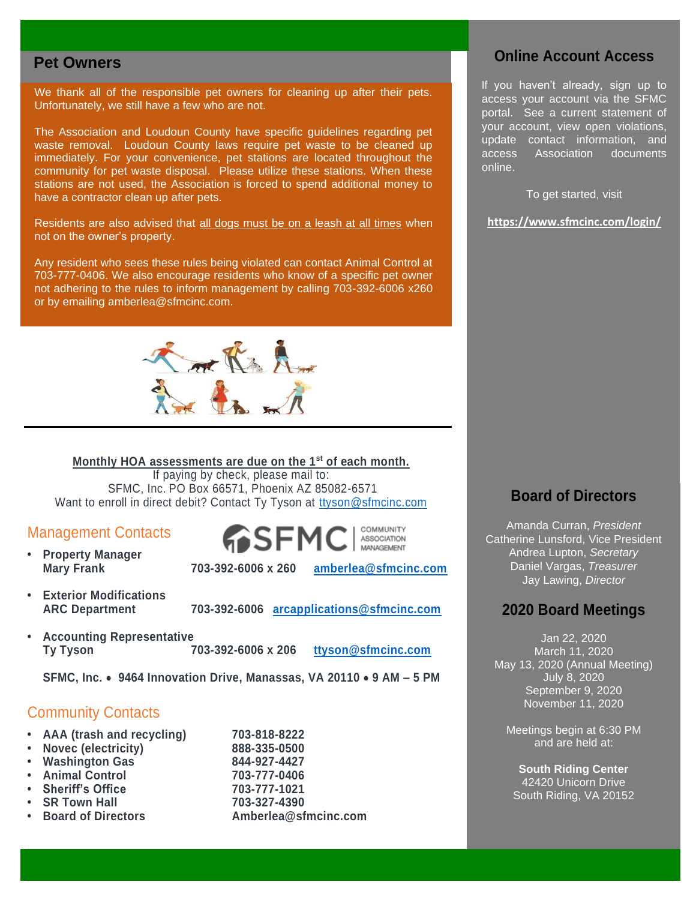## Pet Owners

We thank all of the responsible pet owners for cleaning up after their pets. Unfortunately, we still have a few who are not.

The Association and Loudoun County have specific guidelines regarding pet waste removal. Loudoun County laws require pet waste to be cleaned up immediately. For your convenience, pet stations are located throughout the community for pet waste disposal. Please utilize these stations. When these stations are not used, the Association is forced to spend additional money to have a contractor clean up after pets.

Residents are also advised that all dogs must be on a leash at all times when not on the owner's property.

Any resident who sees these rules being violated can contact Animal Control at 703-777-0406. We also encourage residents who know of a specific pet owner not adhering to the rules to inform management by calling 703-392-6006 x260 or by emailing amberlea@sfmcinc.com.

**Monthly HOA assessments are due on the 1st of each month.**
If paying by check, please mail to:
SFMC, Inc. PO Box 66571, Phoenix AZ 85082-6571
Want to enroll in direct debit? Contact Ty Tyson at ttyson@sfmcinc.com

## Management Contacts

SFMC | COMMUNITY ASSOCIATION MANAGEMENT

- **Property Manager Mary Frank** — **703-392-6006 x 260** — **amberlea@sfmcinc.com**
- **Exterior Modifications ARC Department** — **703-392-6006** — **arcapplications@sfmcinc.com**
- **Accounting Representative Ty Tyson** — **703-392-6006 x 206** — **ttyson@sfmcinc.com**

**SFMC, Inc. • 9464 Innovation Drive, Manassas, VA 20110 • 9 AM – 5 PM**

## Community Contacts

- **AAA (trash and recycling)** — **703-818-8222**
- **Novec (electricity)** — **888-335-0500**
- **Washington Gas** — **844-927-4427**
- **Animal Control** — **703-777-0406**
- **Sheriff's Office** — **703-777-1021**
- **SR Town Hall** — **703-327-4390**
- **Board of Directors** — **Amberlea@sfmcinc.com**

## Online Account Access

If you haven't already, sign up to access your account via the SFMC portal. See a current statement of your account, view open violations, update contact information, and access Association documents online.

To get started, visit

**https://www.sfmcinc.com/login/**

## Board of Directors

Amanda Curran, *President*
Catherine Lunsford, Vice President
Andrea Lupton, *Secretary*
Daniel Vargas, *Treasurer*
Jay Lawing, *Director*

## 2020 Board Meetings

Jan 22, 2020
March 11, 2020
May 13, 2020 (Annual Meeting)
July 8, 2020
September 9, 2020
November 11, 2020

Meetings begin at 6:30 PM and are held at:

**South Riding Center**
42420 Unicorn Drive
South Riding, VA 20152